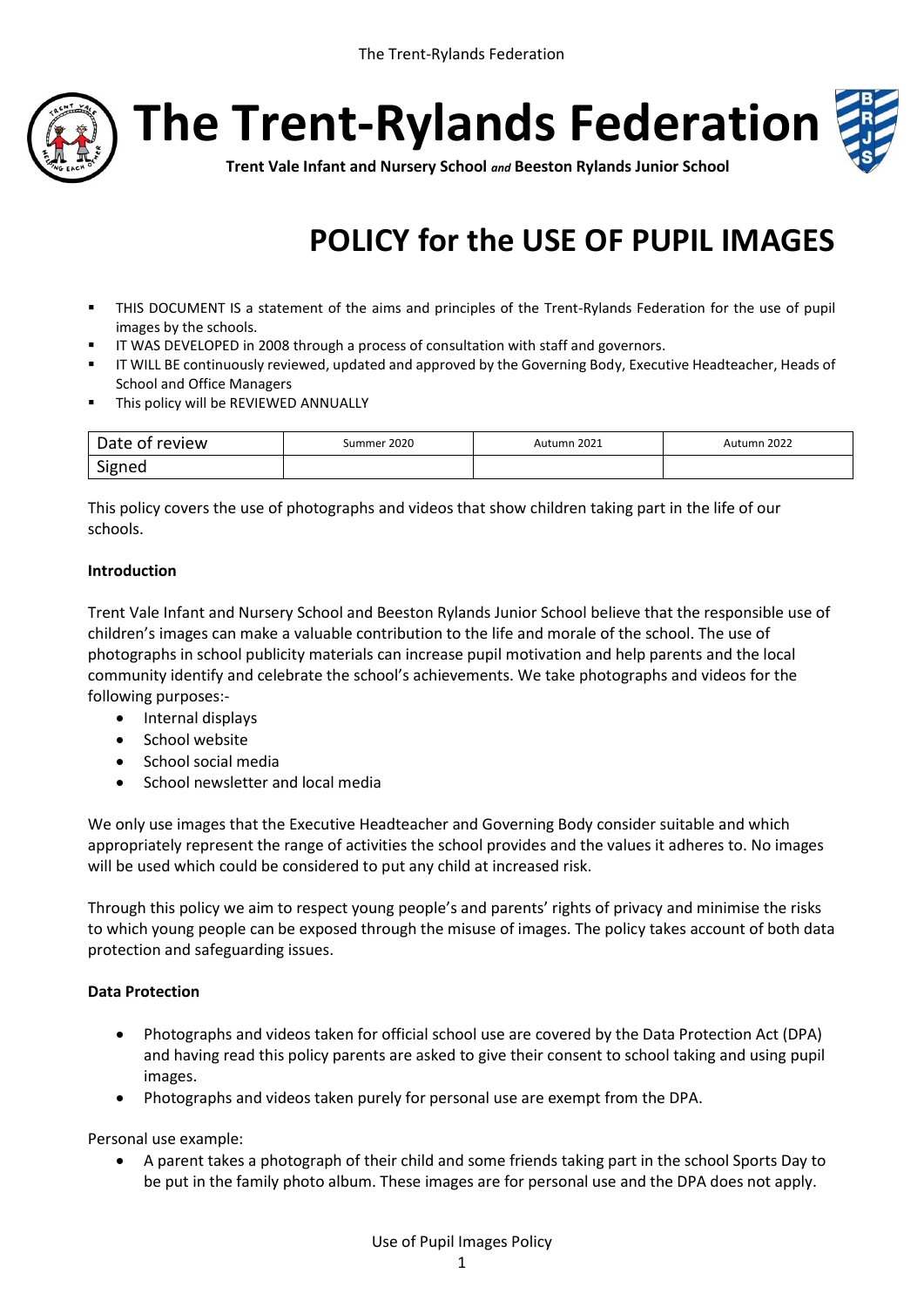# The Trent-Rylands Federation

**Trent Vale Infant and Nursery School *and* Beeston Rylands Junior School**

# POLICY for the USE OF PUPIL IMAGES

- THIS DOCUMENT IS a statement of the aims and principles of the Trent-Rylands Federation for the use of pupil images by the schools.
- IT WAS DEVELOPED in 2008 through a process of consultation with staff and governors.
- IT WILL BE continuously reviewed, updated and approved by the Governing Body, Executive Headteacher, Heads of School and Office Managers
- This policy will be REVIEWED ANNUALLY

| Date of review | Summer 2020 | Autumn 2021 | Autumn 2022 |
| --- | --- | --- | --- |
| Signed | | | |

This policy covers the use of photographs and videos that show children taking part in the life of our schools.

**Introduction**

Trent Vale Infant and Nursery School and Beeston Rylands Junior School believe that the responsible use of children's images can make a valuable contribution to the life and morale of the school. The use of photographs in school publicity materials can increase pupil motivation and help parents and the local community identify and celebrate the school's achievements. We take photographs and videos for the following purposes:-

- Internal displays
- School website
- School social media
- School newsletter and local media

We only use images that the Executive Headteacher and Governing Body consider suitable and which appropriately represent the range of activities the school provides and the values it adheres to. No images will be used which could be considered to put any child at increased risk.

Through this policy we aim to respect young people's and parents' rights of privacy and minimise the risks to which young people can be exposed through the misuse of images. The policy takes account of both data protection and safeguarding issues.

**Data Protection**

- Photographs and videos taken for official school use are covered by the Data Protection Act (DPA) and having read this policy parents are asked to give their consent to school taking and using pupil images.
- Photographs and videos taken purely for personal use are exempt from the DPA.

Personal use example:

- A parent takes a photograph of their child and some friends taking part in the school Sports Day to be put in the family photo album. These images are for personal use and the DPA does not apply.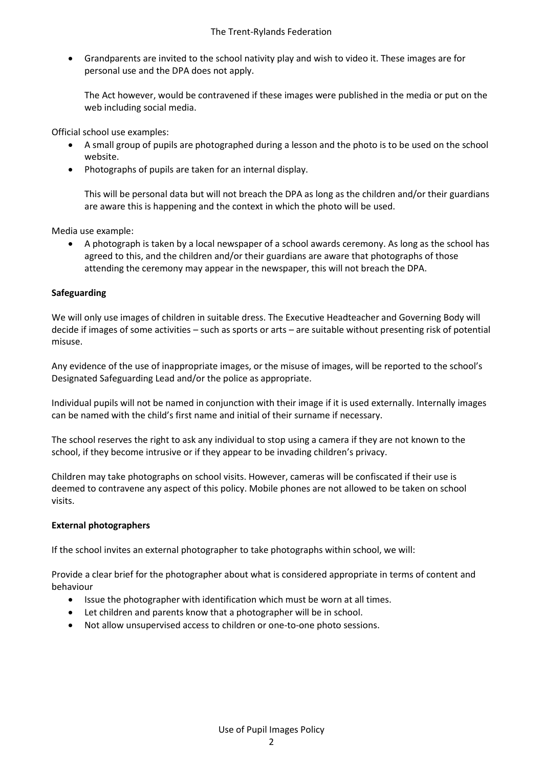- Grandparents are invited to the school nativity play and wish to video it. These images are for personal use and the DPA does not apply.

  The Act however, would be contravened if these images were published in the media or put on the web including social media.

Official school use examples:

- A small group of pupils are photographed during a lesson and the photo is to be used on the school website.
- Photographs of pupils are taken for an internal display.

  This will be personal data but will not breach the DPA as long as the children and/or their guardians are aware this is happening and the context in which the photo will be used.

Media use example:

- A photograph is taken by a local newspaper of a school awards ceremony. As long as the school has agreed to this, and the children and/or their guardians are aware that photographs of those attending the ceremony may appear in the newspaper, this will not breach the DPA.

**Safeguarding**

We will only use images of children in suitable dress. The Executive Headteacher and Governing Body will decide if images of some activities – such as sports or arts – are suitable without presenting risk of potential misuse.

Any evidence of the use of inappropriate images, or the misuse of images, will be reported to the school's Designated Safeguarding Lead and/or the police as appropriate.

Individual pupils will not be named in conjunction with their image if it is used externally. Internally images can be named with the child's first name and initial of their surname if necessary.

The school reserves the right to ask any individual to stop using a camera if they are not known to the school, if they become intrusive or if they appear to be invading children's privacy.

Children may take photographs on school visits. However, cameras will be confiscated if their use is deemed to contravene any aspect of this policy. Mobile phones are not allowed to be taken on school visits.

**External photographers**

If the school invites an external photographer to take photographs within school, we will:

Provide a clear brief for the photographer about what is considered appropriate in terms of content and behaviour

- Issue the photographer with identification which must be worn at all times.
- Let children and parents know that a photographer will be in school.
- Not allow unsupervised access to children or one-to-one photo sessions.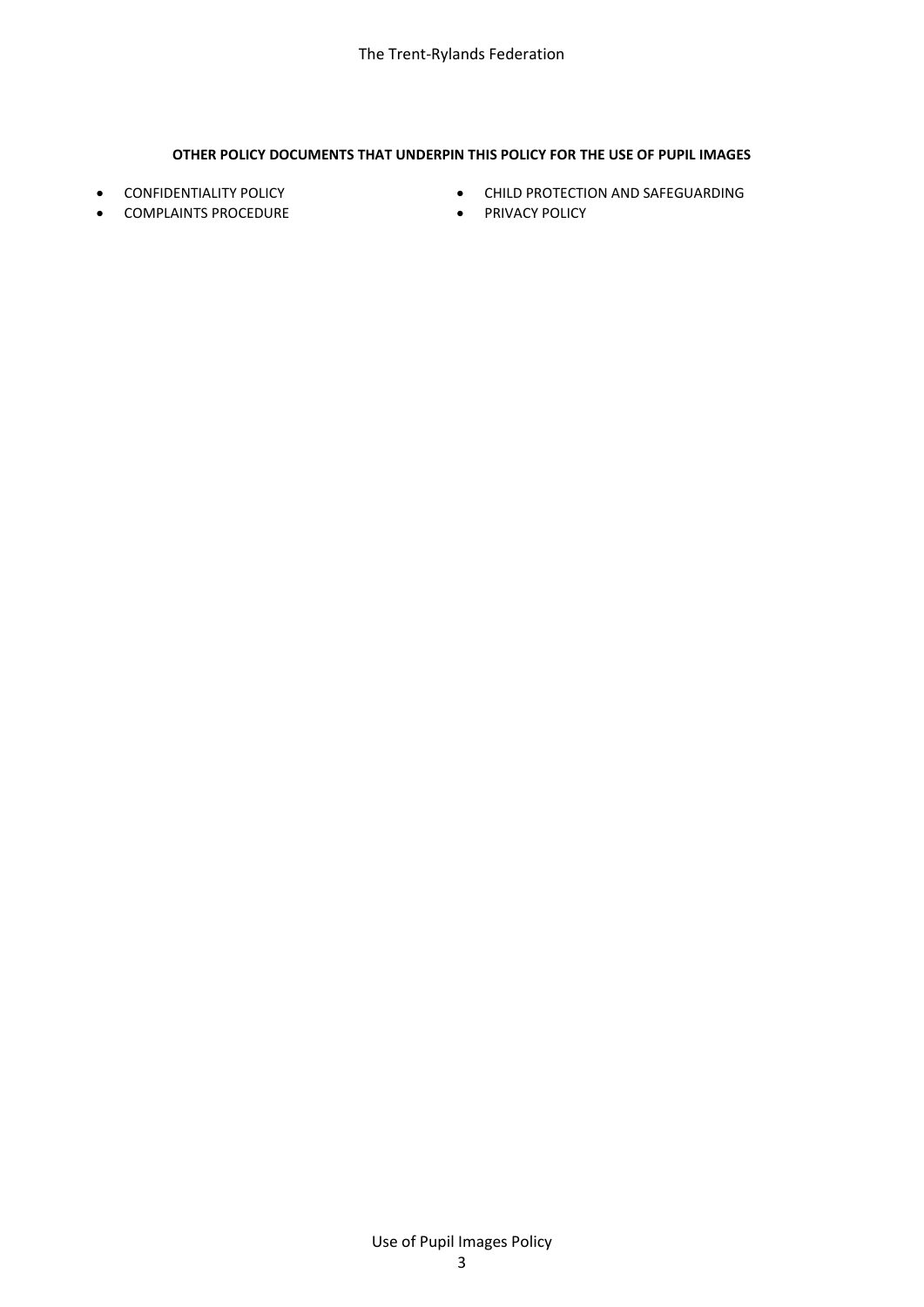**OTHER POLICY DOCUMENTS THAT UNDERPIN THIS POLICY FOR THE USE OF PUPIL IMAGES**

- CONFIDENTIALITY POLICY
- COMPLAINTS PROCEDURE
- CHILD PROTECTION AND SAFEGUARDING
- PRIVACY POLICY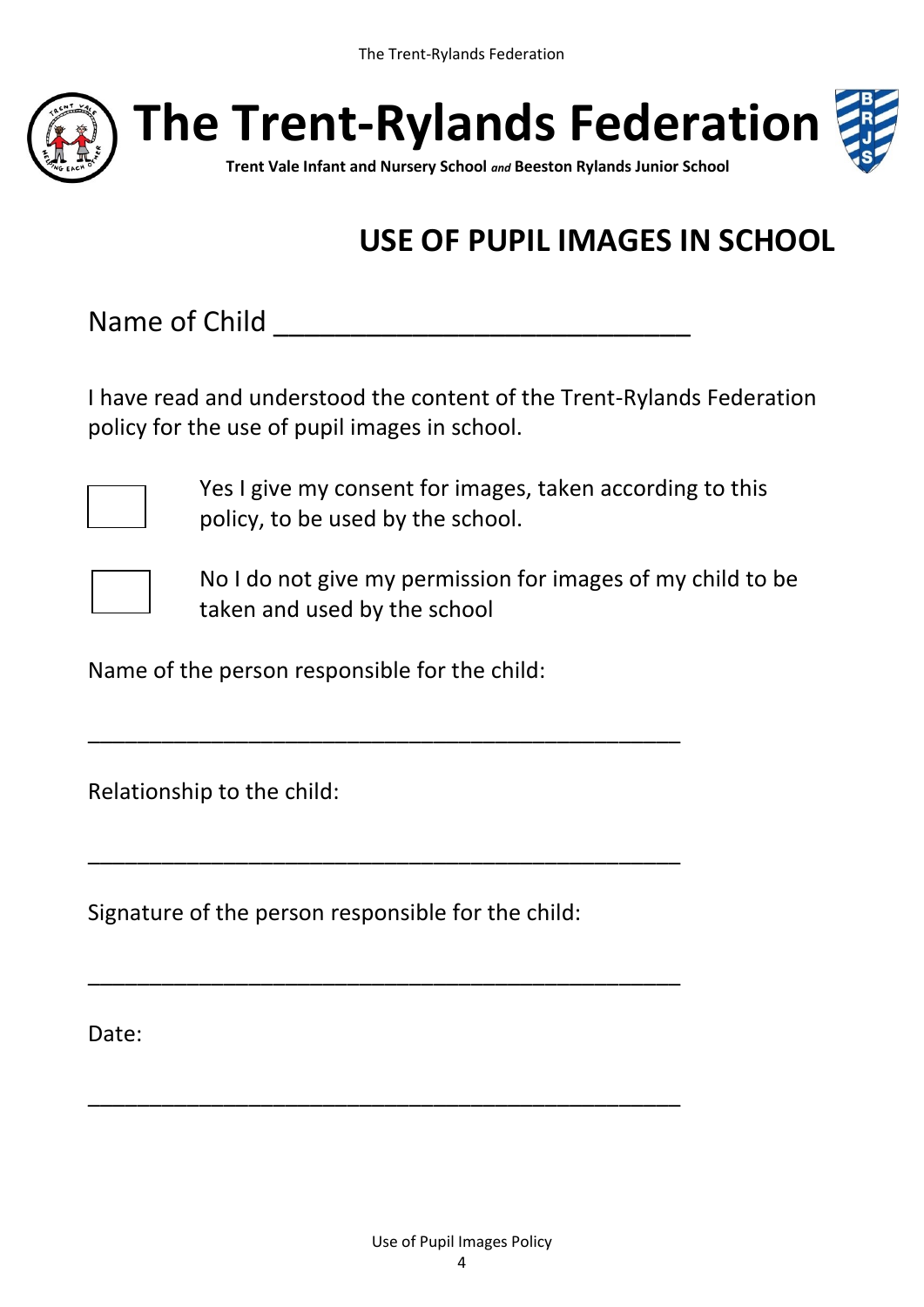# The Trent-Rylands Federation

**Trent Vale Infant and Nursery School *and* Beeston Rylands Junior School**

## USE OF PUPIL IMAGES IN SCHOOL

Name of Child ___________________________

I have read and understood the content of the Trent-Rylands Federation policy for the use of pupil images in school.

☐ Yes I give my consent for images, taken according to this policy, to be used by the school.

☐ No I do not give my permission for images of my child to be taken and used by the school

Name of the person responsible for the child:

_______________________________________________

Relationship to the child:

_______________________________________________

Signature of the person responsible for the child:

_______________________________________________

Date:

_______________________________________________